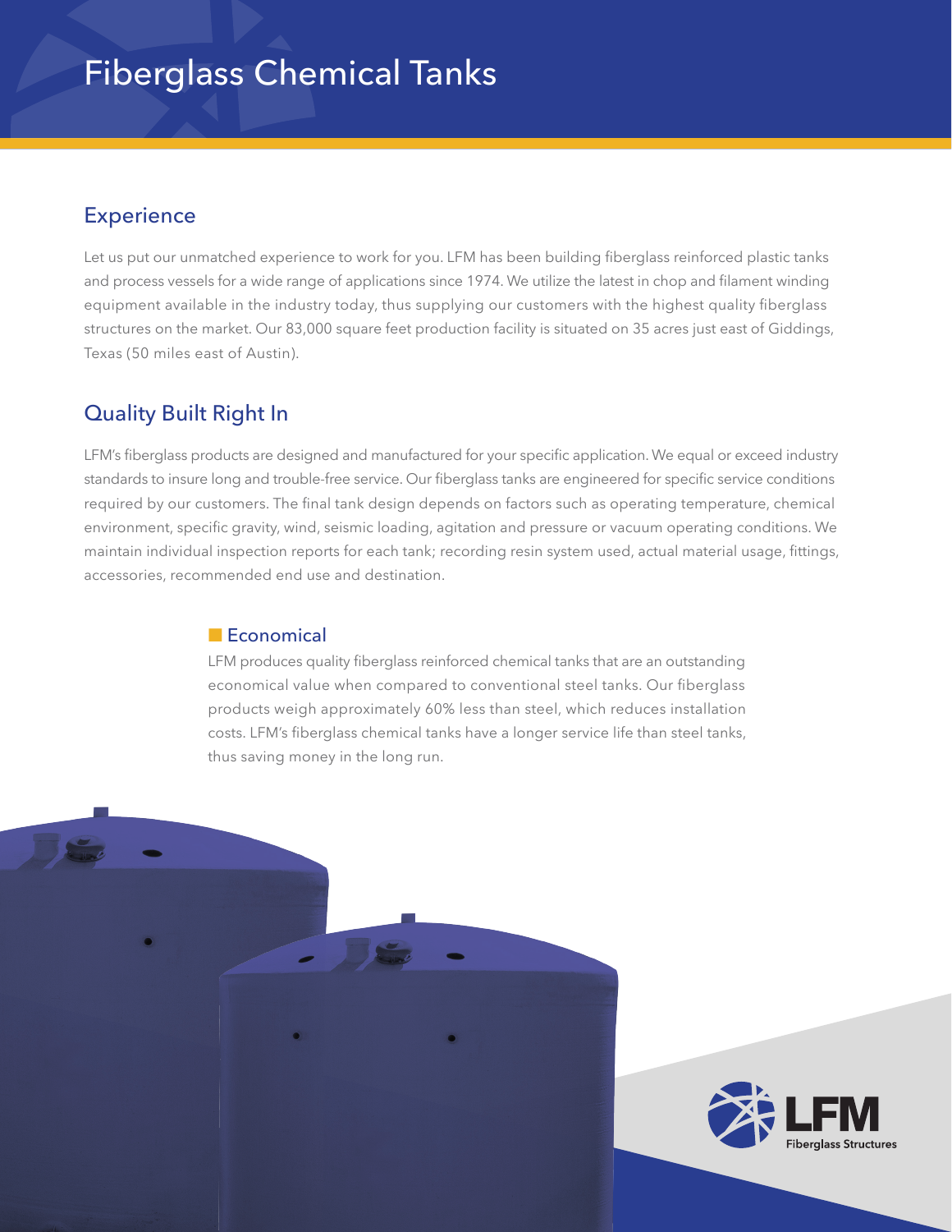# Fiberglass Chemical Tanks

## Experience

Let us put our unmatched experience to work for you. LFM has been building fiberglass reinforced plastic tanks and process vessels for a wide range of applications since 1974. We utilize the latest in chop and filament winding equipment available in the industry today, thus supplying our customers with the highest quality fiberglass structures on the market. Our 83,000 square feet production facility is situated on 35 acres just east of Giddings, Texas (50 miles east of Austin).

## Quality Built Right In

LFM's fiberglass products are designed and manufactured for your specific application. We equal or exceed industry standards to insure long and trouble-free service. Our fiberglass tanks are engineered for specific service conditions required by our customers. The final tank design depends on factors such as operating temperature, chemical environment, specific gravity, wind, seismic loading, agitation and pressure or vacuum operating conditions. We maintain individual inspection reports for each tank; recording resin system used, actual material usage, fittings, accessories, recommended end use and destination.

### Economical

LFM produces quality fiberglass reinforced chemical tanks that are an outstanding economical value when compared to conventional steel tanks. Our fiberglass products weigh approximately 60% less than steel, which reduces installation costs. LFM's fiberglass chemical tanks have a longer service life than steel tanks, thus saving money in the long run.

LFM Fiberglass Structures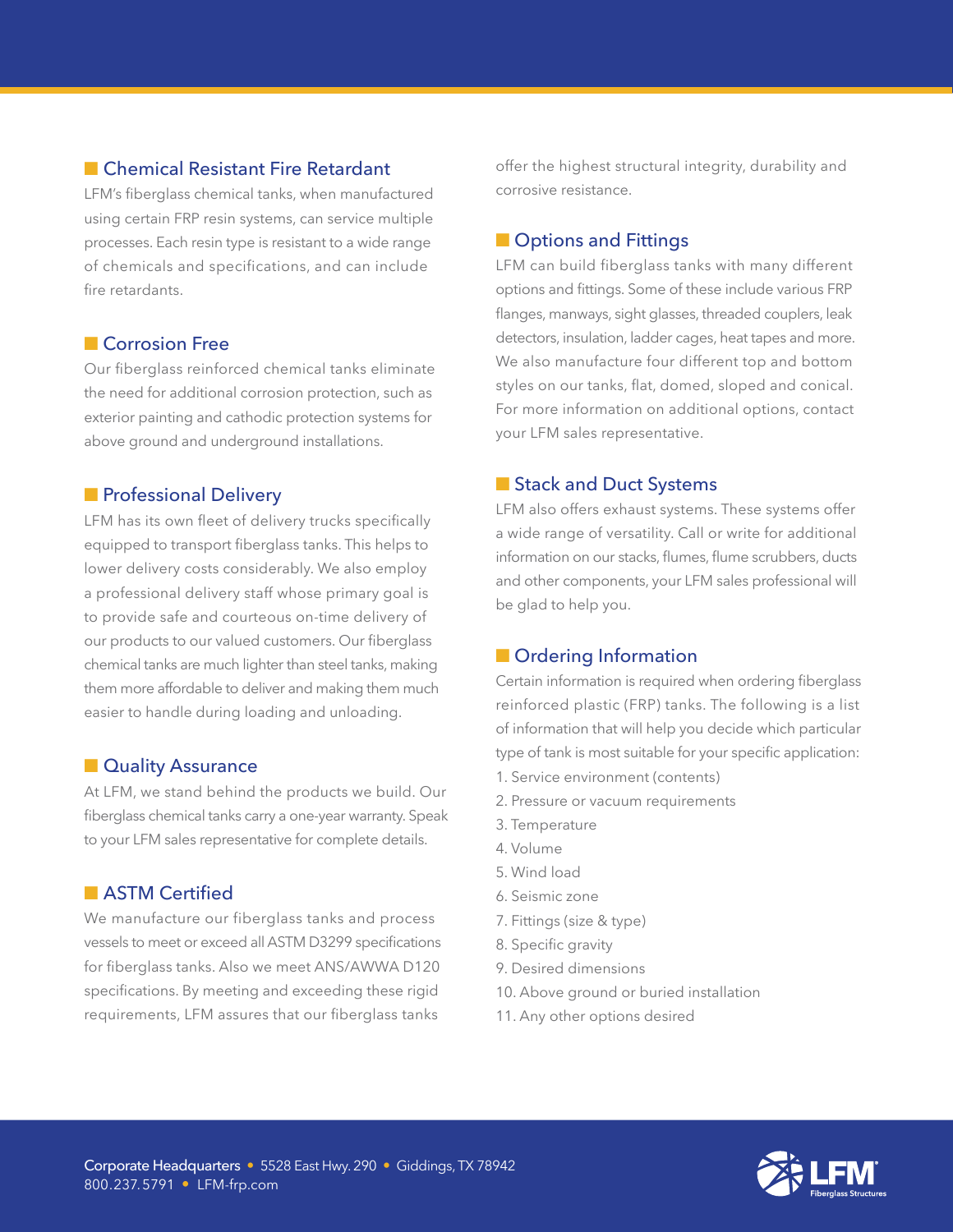## Chemical Resistant Fire Retardant

LFM's fiberglass chemical tanks, when manufactured using certain FRP resin systems, can service multiple processes. Each resin type is resistant to a wide range of chemicals and specifications, and can include fire retardants.

## Corrosion Free

Our fiberglass reinforced chemical tanks eliminate the need for additional corrosion protection, such as exterior painting and cathodic protection systems for above ground and underground installations.

## Professional Delivery

LFM has its own fleet of delivery trucks specifically equipped to transport fiberglass tanks. This helps to lower delivery costs considerably. We also employ a professional delivery staff whose primary goal is to provide safe and courteous on-time delivery of our products to our valued customers. Our fiberglass chemical tanks are much lighter than steel tanks, making them more affordable to deliver and making them much easier to handle during loading and unloading.

## Quality Assurance

At LFM, we stand behind the products we build. Our fiberglass chemical tanks carry a one-year warranty. Speak to your LFM sales representative for complete details.

## ASTM Certified

We manufacture our fiberglass tanks and process vessels to meet or exceed all ASTM D3299 specifications for fiberglass tanks. Also we meet ANS/AWWA D120 specifications. By meeting and exceeding these rigid requirements, LFM assures that our fiberglass tanks offer the highest structural integrity, durability and corrosive resistance.

## Options and Fittings

LFM can build fiberglass tanks with many different options and fittings. Some of these include various FRP flanges, manways, sight glasses, threaded couplers, leak detectors, insulation, ladder cages, heat tapes and more. We also manufacture four different top and bottom styles on our tanks, flat, domed, sloped and conical. For more information on additional options, contact your LFM sales representative.

## Stack and Duct Systems

LFM also offers exhaust systems. These systems offer a wide range of versatility. Call or write for additional information on our stacks, flumes, flume scrubbers, ducts and other components, your LFM sales professional will be glad to help you.

## Ordering Information

Certain information is required when ordering fiberglass reinforced plastic (FRP) tanks. The following is a list of information that will help you decide which particular type of tank is most suitable for your specific application:

1. Service environment (contents)
2. Pressure or vacuum requirements
3. Temperature
4. Volume
5. Wind load
6. Seismic zone
7. Fittings (size & type)
8. Specific gravity
9. Desired dimensions
10. Above ground or buried installation
11. Any other options desired

**Corporate Headquarters** • 5528 East Hwy. 290 • Giddings, TX 78942
800.237.5791 • LFM-frp.com

LFM Fiberglass Structures